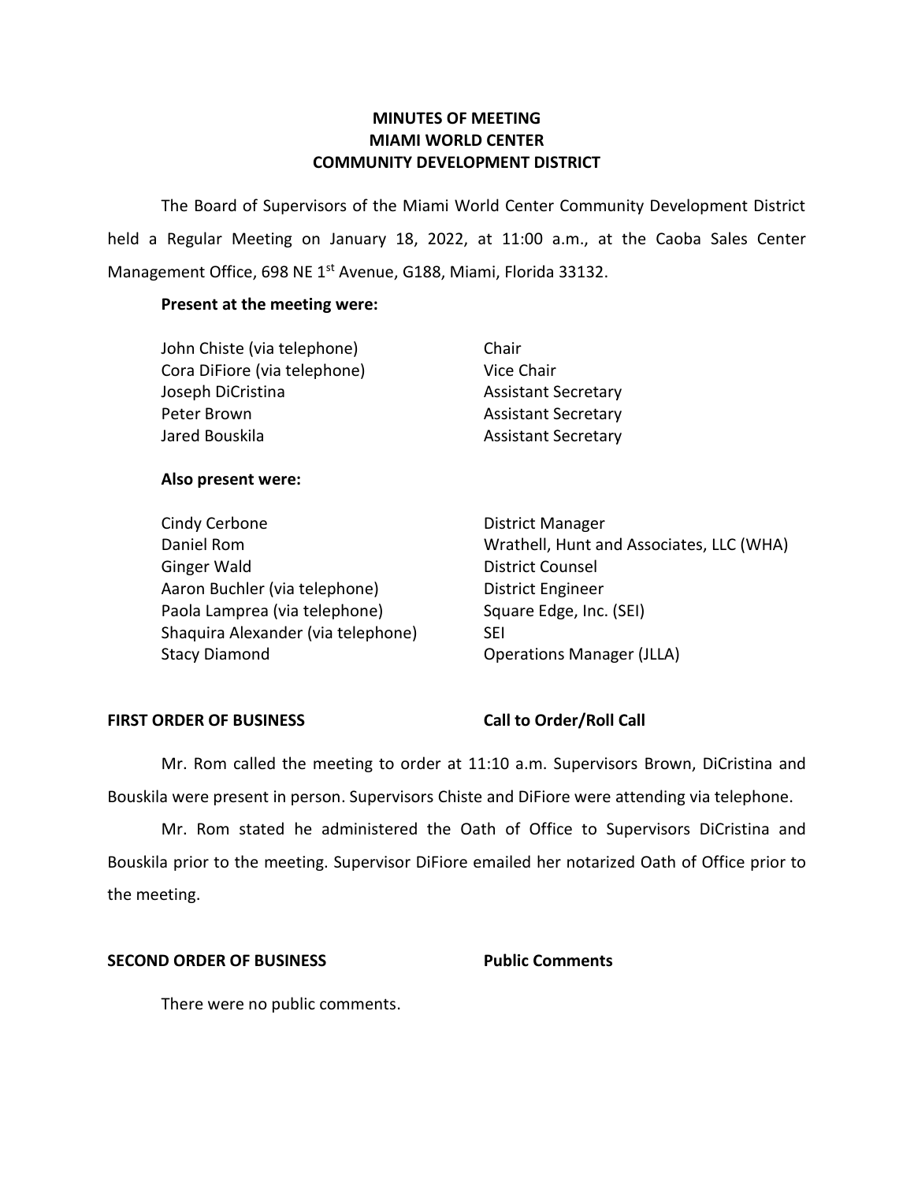# MINUTES OF MEETING
# MIAMI WORLD CENTER
# COMMUNITY DEVELOPMENT DISTRICT

The Board of Supervisors of the Miami World Center Community Development District held a Regular Meeting on January 18, 2022, at 11:00 a.m., at the Caoba Sales Center Management Office, 698 NE 1st Avenue, G188, Miami, Florida 33132.

**Present at the meeting were:**

| | |
|---|---|
| John Chiste (via telephone) | Chair |
| Cora DiFiore (via telephone) | Vice Chair |
| Joseph DiCristina | Assistant Secretary |
| Peter Brown | Assistant Secretary |
| Jared Bouskila | Assistant Secretary |

**Also present were:**

| | |
|---|---|
| Cindy Cerbone | District Manager |
| Daniel Rom | Wrathell, Hunt and Associates, LLC (WHA) |
| Ginger Wald | District Counsel |
| Aaron Buchler (via telephone) | District Engineer |
| Paola Lamprea (via telephone) | Square Edge, Inc. (SEI) |
| Shaquira Alexander (via telephone) | SEI |
| Stacy Diamond | Operations Manager (JLLA) |

**FIRST ORDER OF BUSINESS** **Call to Order/Roll Call**

Mr. Rom called the meeting to order at 11:10 a.m. Supervisors Brown, DiCristina and Bouskila were present in person. Supervisors Chiste and DiFiore were attending via telephone.

Mr. Rom stated he administered the Oath of Office to Supervisors DiCristina and Bouskila prior to the meeting. Supervisor DiFiore emailed her notarized Oath of Office prior to the meeting.

**SECOND ORDER OF BUSINESS** **Public Comments**

There were no public comments.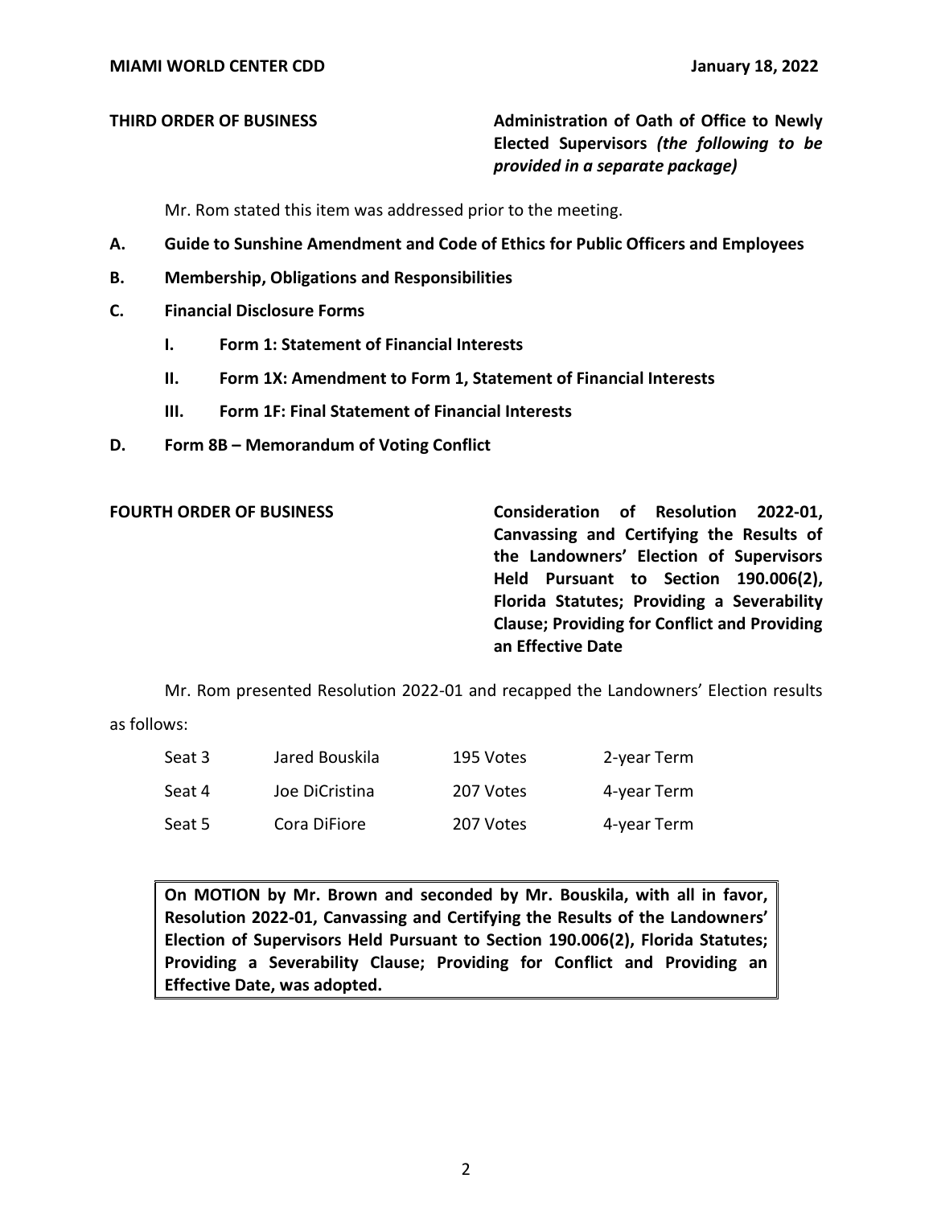**THIRD ORDER OF BUSINESS** **Administration of Oath of Office to Newly Elected Supervisors** ***(the following to be provided in a separate package)***

Mr. Rom stated this item was addressed prior to the meeting.

**A. Guide to Sunshine Amendment and Code of Ethics for Public Officers and Employees**

**B. Membership, Obligations and Responsibilities**

**C. Financial Disclosure Forms**

- **I. Form 1: Statement of Financial Interests**
- **II. Form 1X: Amendment to Form 1, Statement of Financial Interests**
- **III. Form 1F: Final Statement of Financial Interests**

**D. Form 8B – Memorandum of Voting Conflict**

**FOURTH ORDER OF BUSINESS** **Consideration of Resolution 2022-01, Canvassing and Certifying the Results of the Landowners' Election of Supervisors Held Pursuant to Section 190.006(2), Florida Statutes; Providing a Severability Clause; Providing for Conflict and Providing an Effective Date**

Mr. Rom presented Resolution 2022-01 and recapped the Landowners' Election results as follows:

| Seat | Name | Votes | Term |
|---|---|---|---|
| Seat 3 | Jared Bouskila | 195 Votes | 2-year Term |
| Seat 4 | Joe DiCristina | 207 Votes | 4-year Term |
| Seat 5 | Cora DiFiore | 207 Votes | 4-year Term |

**On MOTION by Mr. Brown and seconded by Mr. Bouskila, with all in favor, Resolution 2022-01, Canvassing and Certifying the Results of the Landowners' Election of Supervisors Held Pursuant to Section 190.006(2), Florida Statutes; Providing a Severability Clause; Providing for Conflict and Providing an Effective Date, was adopted.**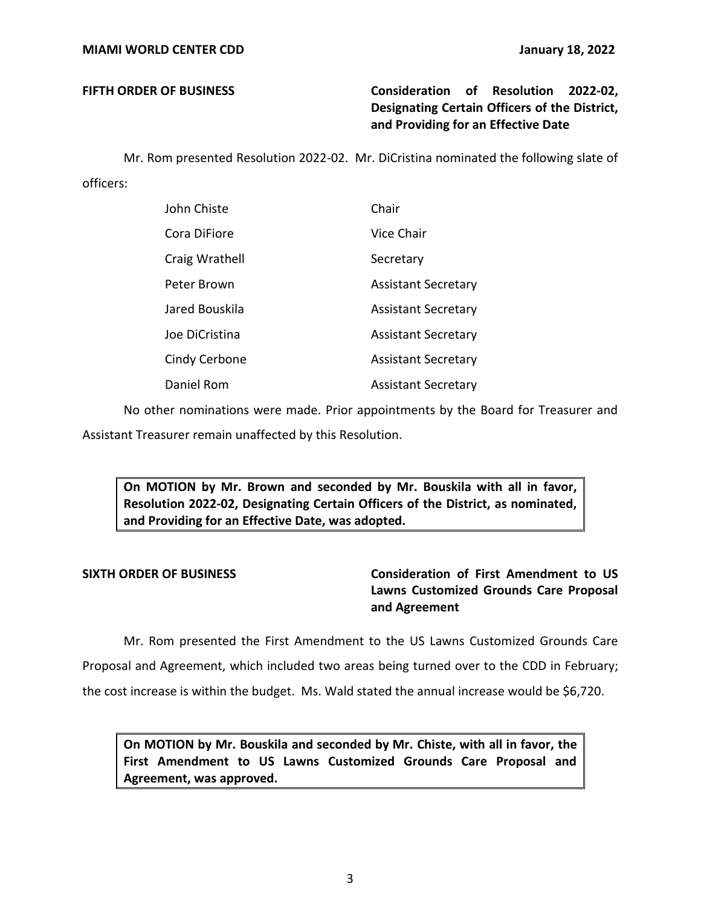**FIFTH ORDER OF BUSINESS** **Consideration of Resolution 2022-02, Designating Certain Officers of the District, and Providing for an Effective Date**

Mr. Rom presented Resolution 2022-02. Mr. DiCristina nominated the following slate of officers:

| | |
|---|---|
| John Chiste | Chair |
| Cora DiFiore | Vice Chair |
| Craig Wrathell | Secretary |
| Peter Brown | Assistant Secretary |
| Jared Bouskila | Assistant Secretary |
| Joe DiCristina | Assistant Secretary |
| Cindy Cerbone | Assistant Secretary |
| Daniel Rom | Assistant Secretary |

No other nominations were made. Prior appointments by the Board for Treasurer and Assistant Treasurer remain unaffected by this Resolution.

> **On MOTION by Mr. Brown and seconded by Mr. Bouskila with all in favor, Resolution 2022-02, Designating Certain Officers of the District, as nominated, and Providing for an Effective Date, was adopted.**

**SIXTH ORDER OF BUSINESS** **Consideration of First Amendment to US Lawns Customized Grounds Care Proposal and Agreement**

Mr. Rom presented the First Amendment to the US Lawns Customized Grounds Care Proposal and Agreement, which included two areas being turned over to the CDD in February; the cost increase is within the budget. Ms. Wald stated the annual increase would be $6,720.

> **On MOTION by Mr. Bouskila and seconded by Mr. Chiste, with all in favor, the First Amendment to US Lawns Customized Grounds Care Proposal and Agreement, was approved.**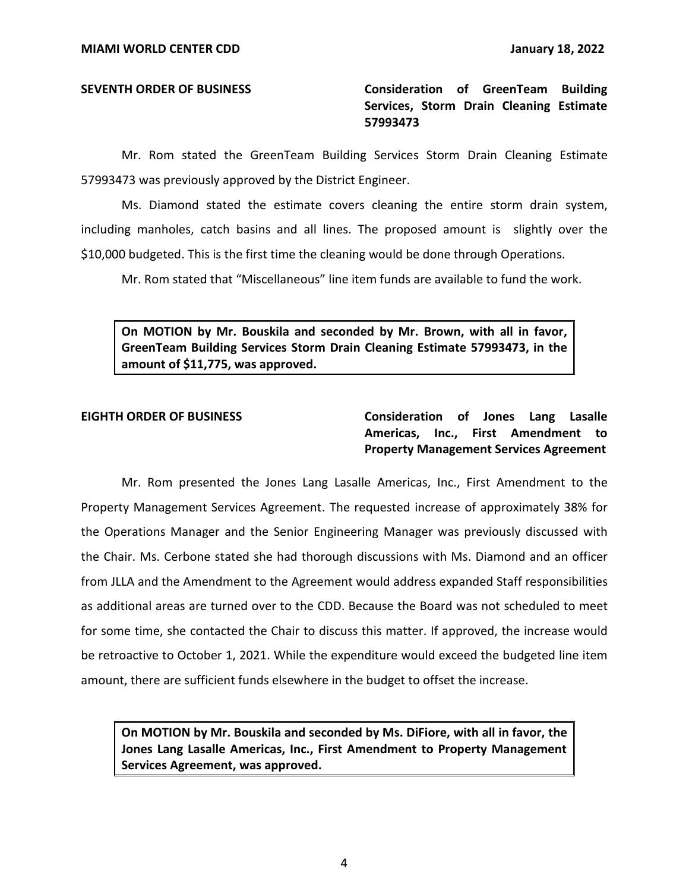**SEVENTH ORDER OF BUSINESS** **Consideration of GreenTeam Building Services, Storm Drain Cleaning Estimate 57993473**

Mr. Rom stated the GreenTeam Building Services Storm Drain Cleaning Estimate 57993473 was previously approved by the District Engineer.

Ms. Diamond stated the estimate covers cleaning the entire storm drain system, including manholes, catch basins and all lines. The proposed amount is slightly over the $10,000 budgeted. This is the first time the cleaning would be done through Operations.

Mr. Rom stated that "Miscellaneous" line item funds are available to fund the work.

> **On MOTION by Mr. Bouskila and seconded by Mr. Brown, with all in favor, GreenTeam Building Services Storm Drain Cleaning Estimate 57993473, in the amount of $11,775, was approved.**

**EIGHTH ORDER OF BUSINESS** **Consideration of Jones Lang Lasalle Americas, Inc., First Amendment to Property Management Services Agreement**

Mr. Rom presented the Jones Lang Lasalle Americas, Inc., First Amendment to the Property Management Services Agreement. The requested increase of approximately 38% for the Operations Manager and the Senior Engineering Manager was previously discussed with the Chair. Ms. Cerbone stated she had thorough discussions with Ms. Diamond and an officer from JLLA and the Amendment to the Agreement would address expanded Staff responsibilities as additional areas are turned over to the CDD. Because the Board was not scheduled to meet for some time, she contacted the Chair to discuss this matter. If approved, the increase would be retroactive to October 1, 2021. While the expenditure would exceed the budgeted line item amount, there are sufficient funds elsewhere in the budget to offset the increase.

> **On MOTION by Mr. Bouskila and seconded by Ms. DiFiore, with all in favor, the Jones Lang Lasalle Americas, Inc., First Amendment to Property Management Services Agreement, was approved.**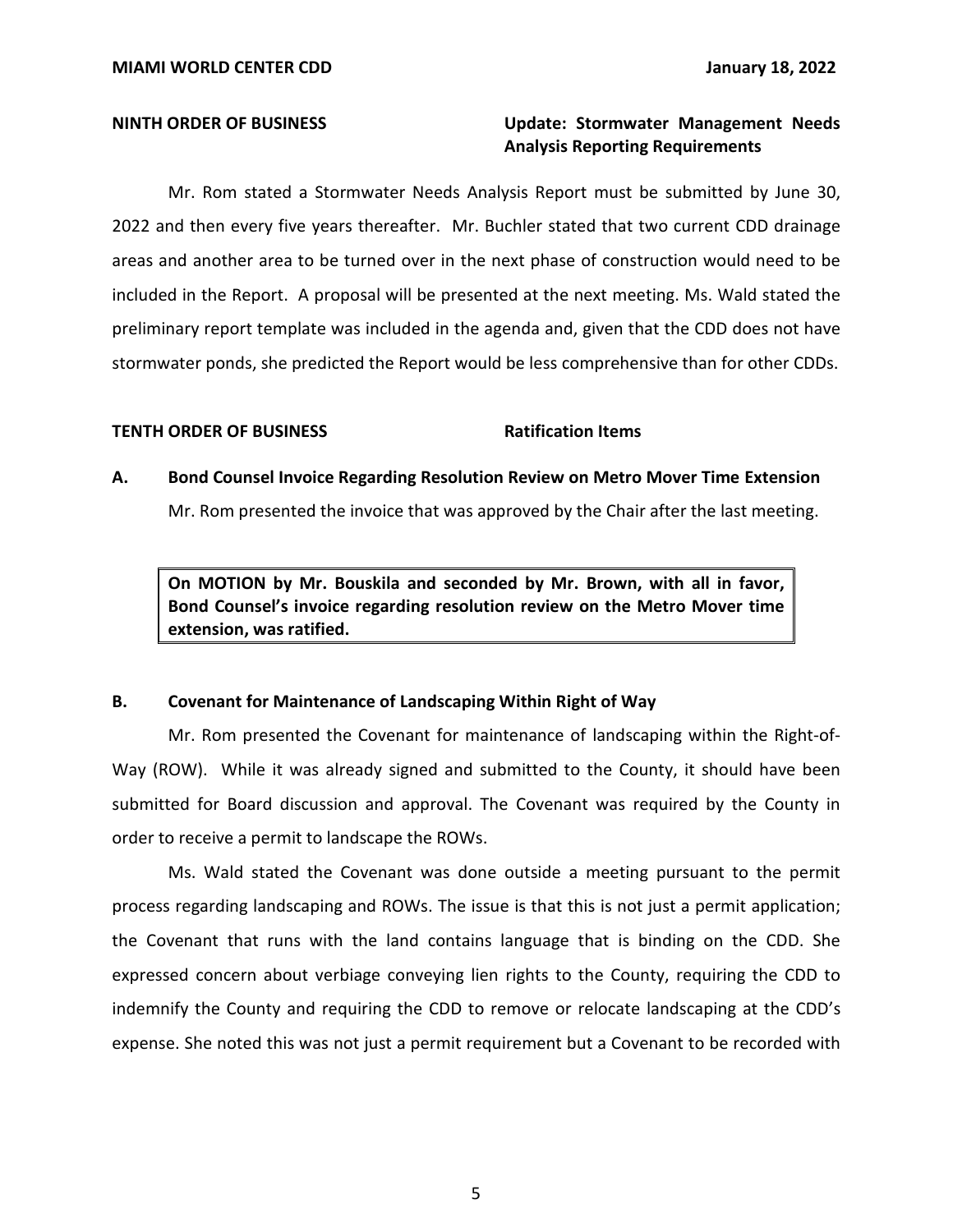**NINTH ORDER OF BUSINESS** **Update: Stormwater Management Needs Analysis Reporting Requirements**

Mr. Rom stated a Stormwater Needs Analysis Report must be submitted by June 30, 2022 and then every five years thereafter. Mr. Buchler stated that two current CDD drainage areas and another area to be turned over in the next phase of construction would need to be included in the Report. A proposal will be presented at the next meeting. Ms. Wald stated the preliminary report template was included in the agenda and, given that the CDD does not have stormwater ponds, she predicted the Report would be less comprehensive than for other CDDs.

**TENTH ORDER OF BUSINESS** **Ratification Items**

**A. Bond Counsel Invoice Regarding Resolution Review on Metro Mover Time Extension**

Mr. Rom presented the invoice that was approved by the Chair after the last meeting.

> **On MOTION by Mr. Bouskila and seconded by Mr. Brown, with all in favor, Bond Counsel's invoice regarding resolution review on the Metro Mover time extension, was ratified.**

**B. Covenant for Maintenance of Landscaping Within Right of Way**

Mr. Rom presented the Covenant for maintenance of landscaping within the Right-of-Way (ROW). While it was already signed and submitted to the County, it should have been submitted for Board discussion and approval. The Covenant was required by the County in order to receive a permit to landscape the ROWs.

Ms. Wald stated the Covenant was done outside a meeting pursuant to the permit process regarding landscaping and ROWs. The issue is that this is not just a permit application; the Covenant that runs with the land contains language that is binding on the CDD. She expressed concern about verbiage conveying lien rights to the County, requiring the CDD to indemnify the County and requiring the CDD to remove or relocate landscaping at the CDD's expense. She noted this was not just a permit requirement but a Covenant to be recorded with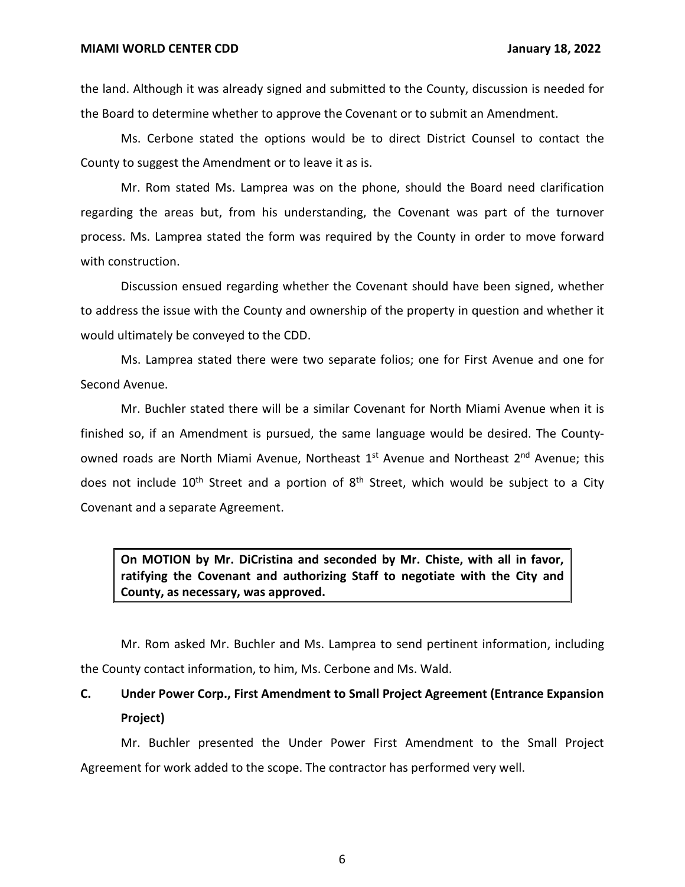the land. Although it was already signed and submitted to the County, discussion is needed for the Board to determine whether to approve the Covenant or to submit an Amendment.

Ms. Cerbone stated the options would be to direct District Counsel to contact the County to suggest the Amendment or to leave it as is.

Mr. Rom stated Ms. Lamprea was on the phone, should the Board need clarification regarding the areas but, from his understanding, the Covenant was part of the turnover process. Ms. Lamprea stated the form was required by the County in order to move forward with construction.

Discussion ensued regarding whether the Covenant should have been signed, whether to address the issue with the County and ownership of the property in question and whether it would ultimately be conveyed to the CDD.

Ms. Lamprea stated there were two separate folios; one for First Avenue and one for Second Avenue.

Mr. Buchler stated there will be a similar Covenant for North Miami Avenue when it is finished so, if an Amendment is pursued, the same language would be desired. The County-owned roads are North Miami Avenue, Northeast 1st Avenue and Northeast 2nd Avenue; this does not include 10th Street and a portion of 8th Street, which would be subject to a City Covenant and a separate Agreement.

**On MOTION by Mr. DiCristina and seconded by Mr. Chiste, with all in favor, ratifying the Covenant and authorizing Staff to negotiate with the City and County, as necessary, was approved.**

Mr. Rom asked Mr. Buchler and Ms. Lamprea to send pertinent information, including the County contact information, to him, Ms. Cerbone and Ms. Wald.

**C. Under Power Corp., First Amendment to Small Project Agreement (Entrance Expansion Project)**

Mr. Buchler presented the Under Power First Amendment to the Small Project Agreement for work added to the scope. The contractor has performed very well.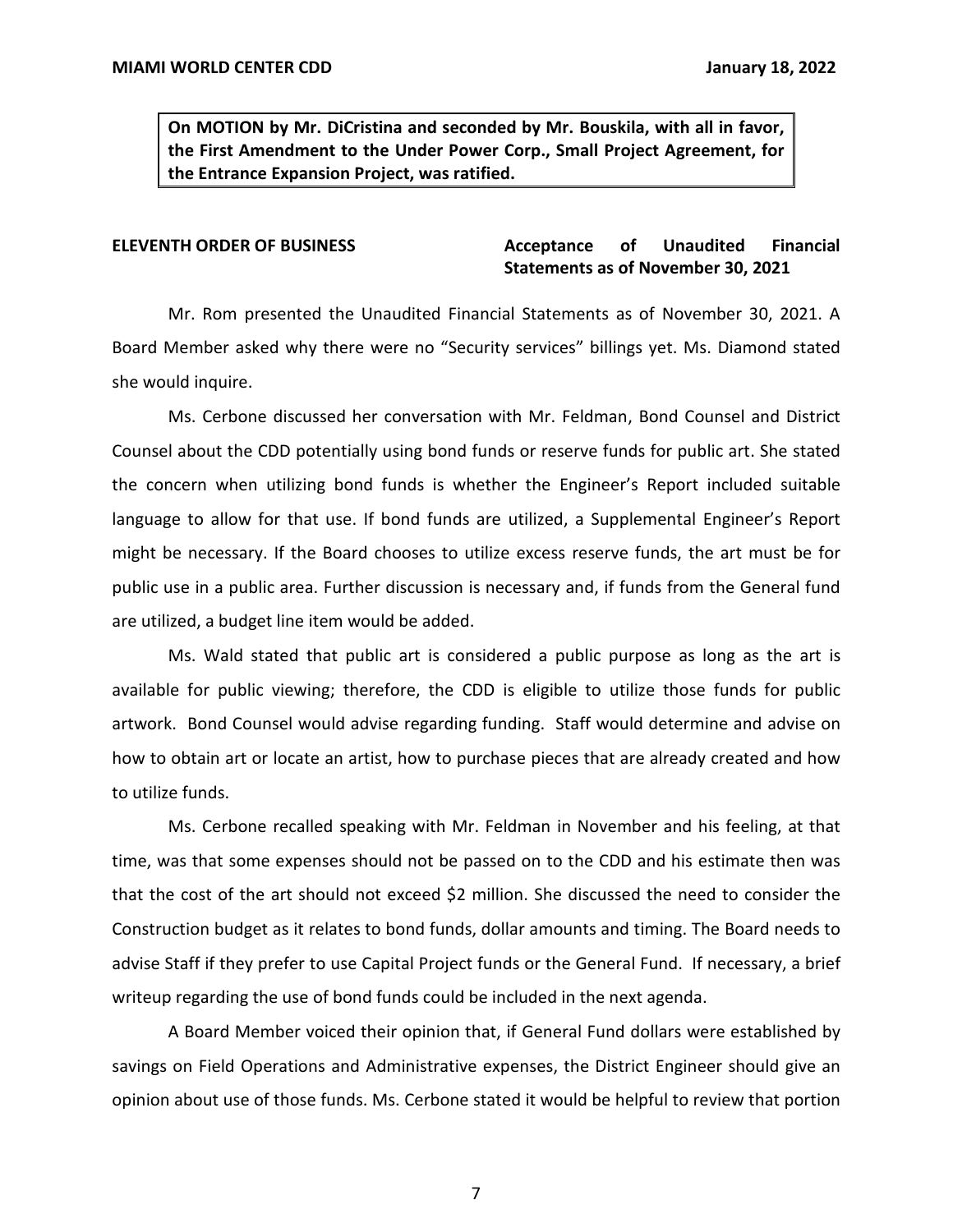**On MOTION by Mr. DiCristina and seconded by Mr. Bouskila, with all in favor, the First Amendment to the Under Power Corp., Small Project Agreement, for the Entrance Expansion Project, was ratified.**

**ELEVENTH ORDER OF BUSINESS** **Acceptance of Unaudited Financial Statements as of November 30, 2021**

Mr. Rom presented the Unaudited Financial Statements as of November 30, 2021. A Board Member asked why there were no "Security services" billings yet. Ms. Diamond stated she would inquire.

Ms. Cerbone discussed her conversation with Mr. Feldman, Bond Counsel and District Counsel about the CDD potentially using bond funds or reserve funds for public art. She stated the concern when utilizing bond funds is whether the Engineer's Report included suitable language to allow for that use. If bond funds are utilized, a Supplemental Engineer's Report might be necessary. If the Board chooses to utilize excess reserve funds, the art must be for public use in a public area. Further discussion is necessary and, if funds from the General fund are utilized, a budget line item would be added.

Ms. Wald stated that public art is considered a public purpose as long as the art is available for public viewing; therefore, the CDD is eligible to utilize those funds for public artwork. Bond Counsel would advise regarding funding. Staff would determine and advise on how to obtain art or locate an artist, how to purchase pieces that are already created and how to utilize funds.

Ms. Cerbone recalled speaking with Mr. Feldman in November and his feeling, at that time, was that some expenses should not be passed on to the CDD and his estimate then was that the cost of the art should not exceed $2 million. She discussed the need to consider the Construction budget as it relates to bond funds, dollar amounts and timing. The Board needs to advise Staff if they prefer to use Capital Project funds or the General Fund. If necessary, a brief writeup regarding the use of bond funds could be included in the next agenda.

A Board Member voiced their opinion that, if General Fund dollars were established by savings on Field Operations and Administrative expenses, the District Engineer should give an opinion about use of those funds. Ms. Cerbone stated it would be helpful to review that portion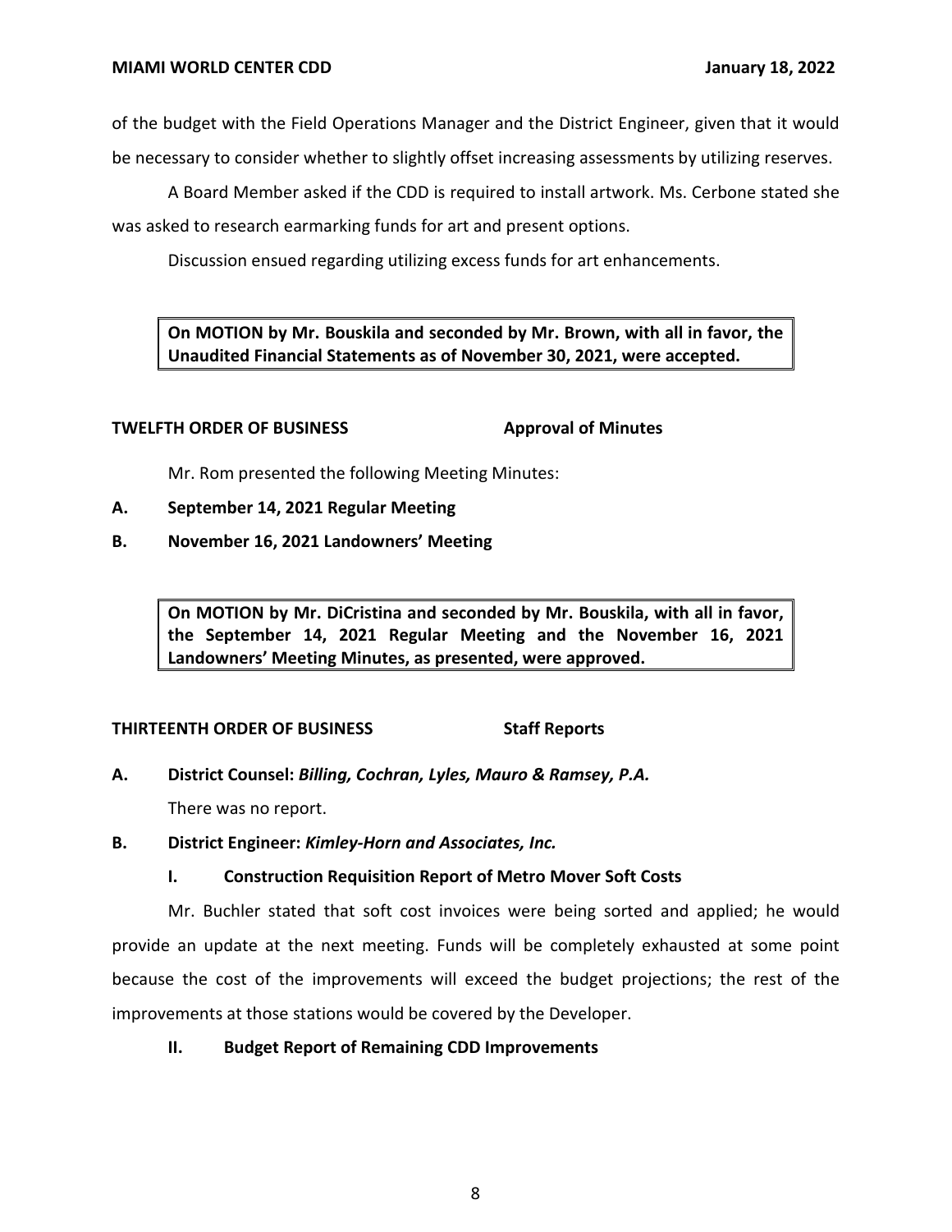of the budget with the Field Operations Manager and the District Engineer, given that it would be necessary to consider whether to slightly offset increasing assessments by utilizing reserves.

A Board Member asked if the CDD is required to install artwork. Ms. Cerbone stated she was asked to research earmarking funds for art and present options.

Discussion ensued regarding utilizing excess funds for art enhancements.

**On MOTION by Mr. Bouskila and seconded by Mr. Brown, with all in favor, the Unaudited Financial Statements as of November 30, 2021, were accepted.**

**TWELFTH ORDER OF BUSINESS** **Approval of Minutes**

Mr. Rom presented the following Meeting Minutes:

**A. September 14, 2021 Regular Meeting**

**B. November 16, 2021 Landowners' Meeting**

**On MOTION by Mr. DiCristina and seconded by Mr. Bouskila, with all in favor, the September 14, 2021 Regular Meeting and the November 16, 2021 Landowners' Meeting Minutes, as presented, were approved.**

**THIRTEENTH ORDER OF BUSINESS** **Staff Reports**

**A. District Counsel: *Billing, Cochran, Lyles, Mauro & Ramsey, P.A.***

There was no report.

**B. District Engineer: *Kimley-Horn and Associates, Inc.***

**I. Construction Requisition Report of Metro Mover Soft Costs**

Mr. Buchler stated that soft cost invoices were being sorted and applied; he would provide an update at the next meeting. Funds will be completely exhausted at some point because the cost of the improvements will exceed the budget projections; the rest of the improvements at those stations would be covered by the Developer.

**II. Budget Report of Remaining CDD Improvements**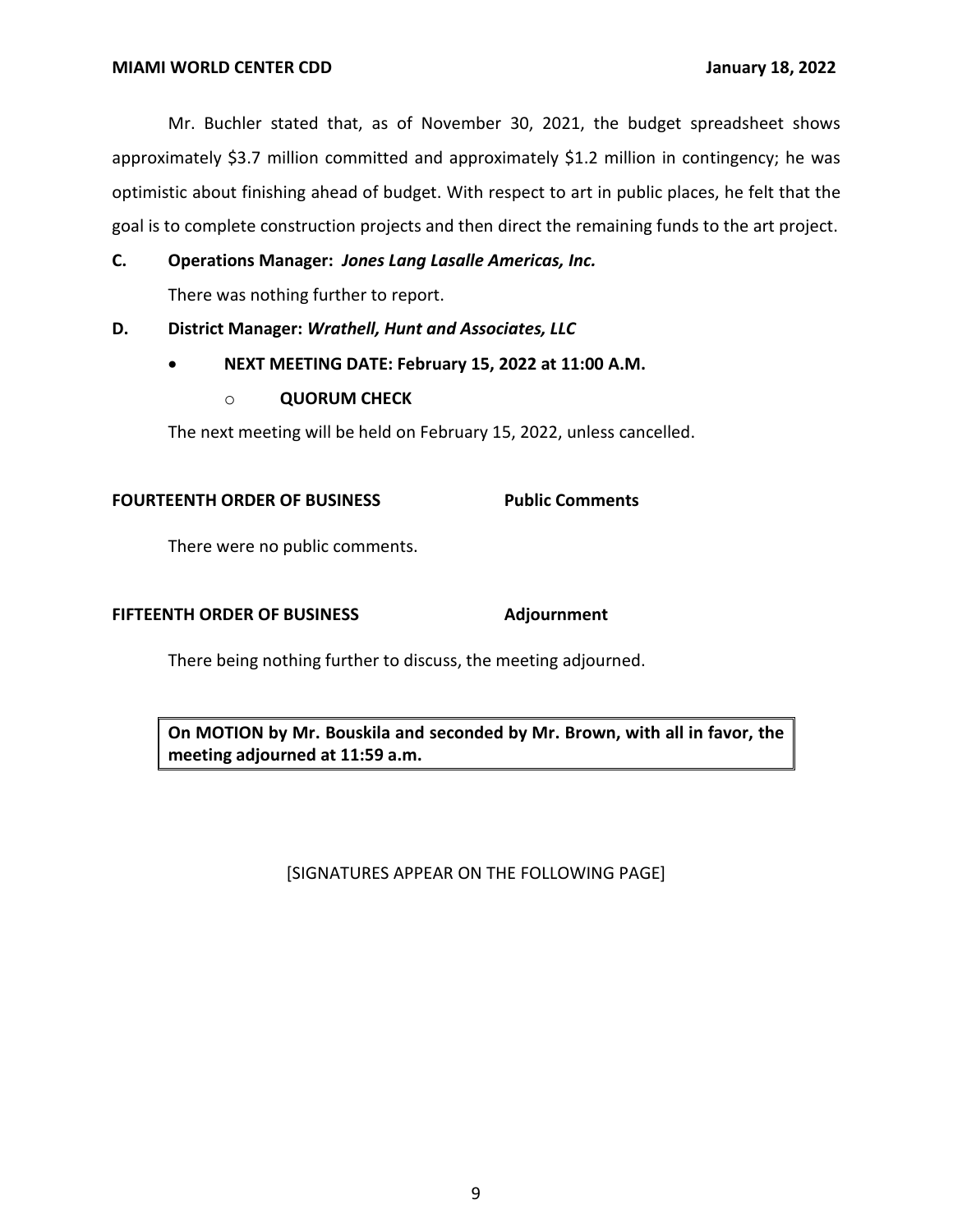Mr. Buchler stated that, as of November 30, 2021, the budget spreadsheet shows approximately $3.7 million committed and approximately $1.2 million in contingency; he was optimistic about finishing ahead of budget. With respect to art in public places, he felt that the goal is to complete construction projects and then direct the remaining funds to the art project.

**C. Operations Manager: *Jones Lang Lasalle Americas, Inc.***

There was nothing further to report.

**D. District Manager: *Wrathell, Hunt and Associates, LLC***

- **NEXT MEETING DATE: February 15, 2022 at 11:00 A.M.**
  - **QUORUM CHECK**

The next meeting will be held on February 15, 2022, unless cancelled.

**FOURTEENTH ORDER OF BUSINESS** **Public Comments**

There were no public comments.

**FIFTEENTH ORDER OF BUSINESS** **Adjournment**

There being nothing further to discuss, the meeting adjourned.

**On MOTION by Mr. Bouskila and seconded by Mr. Brown, with all in favor, the meeting adjourned at 11:59 a.m.**

[SIGNATURES APPEAR ON THE FOLLOWING PAGE]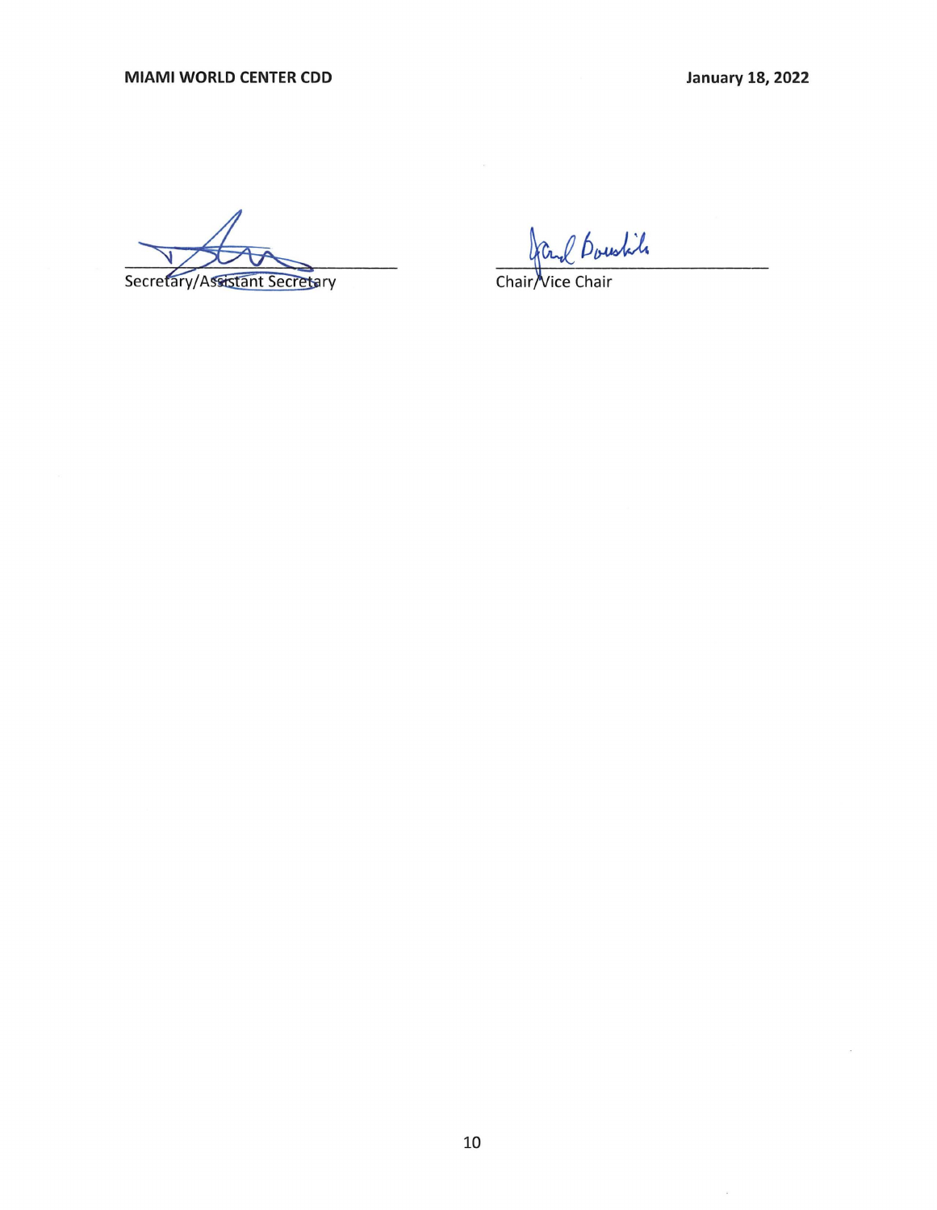Secretary/Assistant Secretary

Chair/Vice Chair